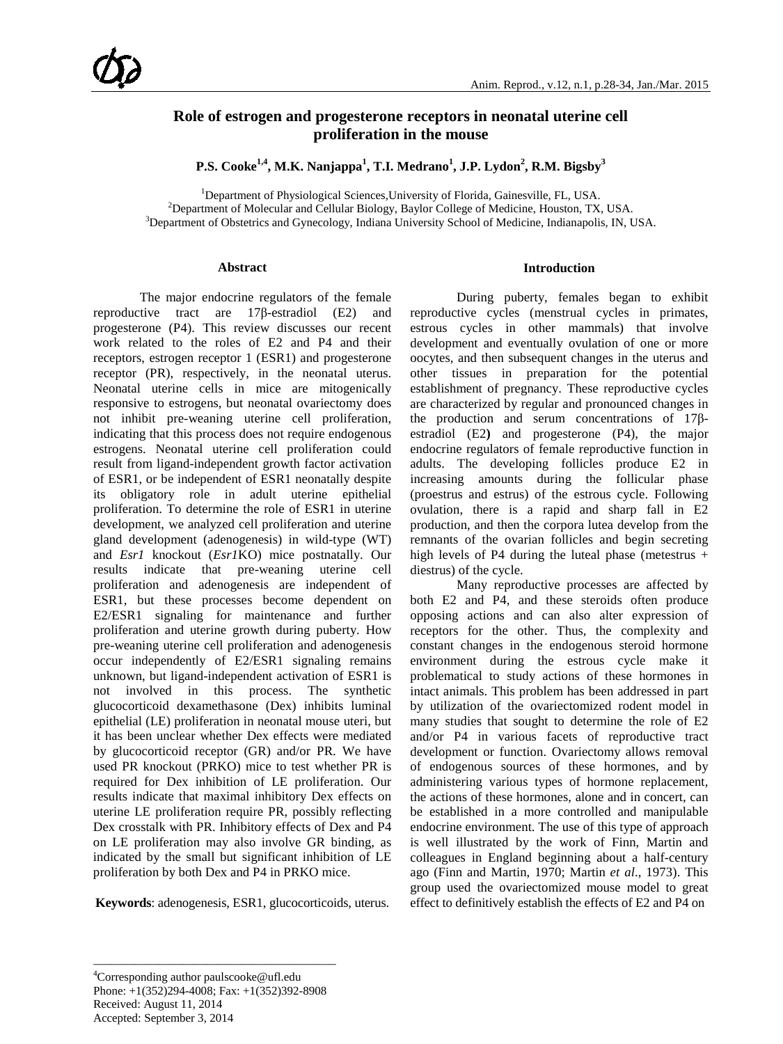# Role of estrogen and progesterone receptors in neonatal uterine cell proliferation in the mouse

**P.S. Cooke[1,4], M.K. Nanjappa[1], T.I. Medrano[1], J.P. Lydon[2], R.M. Bigsby[3]**

[1]Department of Physiological Sciences,University of Florida, Gainesville, FL, USA.
[2]Department of Molecular and Cellular Biology, Baylor College of Medicine, Houston, TX, USA.
[3]Department of Obstetrics and Gynecology, Indiana University School of Medicine, Indianapolis, IN, USA.

## Abstract

The major endocrine regulators of the female reproductive tract are 17β-estradiol (E2) and progesterone (P4). This review discusses our recent work related to the roles of E2 and P4 and their receptors, estrogen receptor 1 (ESR1) and progesterone receptor (PR), respectively, in the neonatal uterus. Neonatal uterine cells in mice are mitogenically responsive to estrogens, but neonatal ovariectomy does not inhibit pre-weaning uterine cell proliferation, indicating that this process does not require endogenous estrogens. Neonatal uterine cell proliferation could result from ligand-independent growth factor activation of ESR1, or be independent of ESR1 neonatally despite its obligatory role in adult uterine epithelial proliferation. To determine the role of ESR1 in uterine development, we analyzed cell proliferation and uterine gland development (adenogenesis) in wild-type (WT) and *Esr1* knockout (*Esr1*KO) mice postnatally. Our results indicate that pre-weaning uterine cell proliferation and adenogenesis are independent of ESR1, but these processes become dependent on E2/ESR1 signaling for maintenance and further proliferation and uterine growth during puberty. How pre-weaning uterine cell proliferation and adenogenesis occur independently of E2/ESR1 signaling remains unknown, but ligand-independent activation of ESR1 is not involved in this process. The synthetic glucocorticoid dexamethasone (Dex) inhibits luminal epithelial (LE) proliferation in neonatal mouse uteri, but it has been unclear whether Dex effects were mediated by glucocorticoid receptor (GR) and/or PR. We have used PR knockout (PRKO) mice to test whether PR is required for Dex inhibition of LE proliferation. Our results indicate that maximal inhibitory Dex effects on uterine LE proliferation require PR, possibly reflecting Dex crosstalk with PR. Inhibitory effects of Dex and P4 on LE proliferation may also involve GR binding, as indicated by the small but significant inhibition of LE proliferation by both Dex and P4 in PRKO mice.

**Keywords**: adenogenesis, ESR1, glucocorticoids, uterus.

## Introduction

During puberty, females began to exhibit reproductive cycles (menstrual cycles in primates, estrous cycles in other mammals) that involve development and eventually ovulation of one or more oocytes, and then subsequent changes in the uterus and other tissues in preparation for the potential establishment of pregnancy. These reproductive cycles are characterized by regular and pronounced changes in the production and serum concentrations of 17β-estradiol (E2**)** and progesterone (P4), the major endocrine regulators of female reproductive function in adults. The developing follicles produce E2 in increasing amounts during the follicular phase (proestrus and estrus) of the estrous cycle. Following ovulation, there is a rapid and sharp fall in E2 production, and then the corpora lutea develop from the remnants of the ovarian follicles and begin secreting high levels of P4 during the luteal phase (metestrus + diestrus) of the cycle.

Many reproductive processes are affected by both E2 and P4, and these steroids often produce opposing actions and can also alter expression of receptors for the other. Thus, the complexity and constant changes in the endogenous steroid hormone environment during the estrous cycle make it problematical to study actions of these hormones in intact animals. This problem has been addressed in part by utilization of the ovariectomized rodent model in many studies that sought to determine the role of E2 and/or P4 in various facets of reproductive tract development or function. Ovariectomy allows removal of endogenous sources of these hormones, and by administering various types of hormone replacement, the actions of these hormones, alone and in concert, can be established in a more controlled and manipulable endocrine environment. The use of this type of approach is well illustrated by the work of Finn, Martin and colleagues in England beginning about a half-century ago (Finn and Martin, 1970; Martin *et al*., 1973). This group used the ovariectomized mouse model to great effect to definitively establish the effects of E2 and P4 on

---

[4]Corresponding author paulscooke@ufl.edu
Phone: +1(352)294-4008; Fax: +1(352)392-8908
Received: August 11, 2014
Accepted: September 3, 2014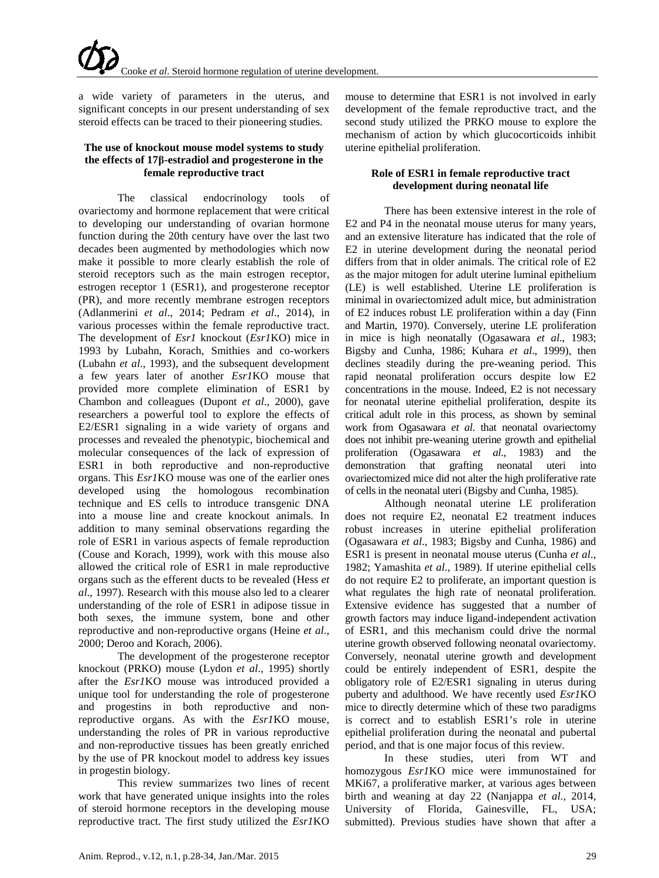a wide variety of parameters in the uterus, and significant concepts in our present understanding of sex steroid effects can be traced to their pioneering studies.

### The use of knockout mouse model systems to study the effects of 17β-estradiol and progesterone in the female reproductive tract

The classical endocrinology tools of ovariectomy and hormone replacement that were critical to developing our understanding of ovarian hormone function during the 20th century have over the last two decades been augmented by methodologies which now make it possible to more clearly establish the role of steroid receptors such as the main estrogen receptor, estrogen receptor 1 (ESR1), and progesterone receptor (PR), and more recently membrane estrogen receptors (Adlanmerini *et al*., 2014; Pedram *et al*., 2014), in various processes within the female reproductive tract. The development of *Esr1* knockout (*Esr1*KO) mice in 1993 by Lubahn, Korach, Smithies and co-workers (Lubahn *et al*., 1993), and the subsequent development a few years later of another *Esr1*KO mouse that provided more complete elimination of ESR1 by Chambon and colleagues (Dupont *et al*., 2000), gave researchers a powerful tool to explore the effects of E2/ESR1 signaling in a wide variety of organs and processes and revealed the phenotypic, biochemical and molecular consequences of the lack of expression of ESR1 in both reproductive and non-reproductive organs. This *Esr1*KO mouse was one of the earlier ones developed using the homologous recombination technique and ES cells to introduce transgenic DNA into a mouse line and create knockout animals. In addition to many seminal observations regarding the role of ESR1 in various aspects of female reproduction (Couse and Korach, 1999), work with this mouse also allowed the critical role of ESR1 in male reproductive organs such as the efferent ducts to be revealed (Hess *et al*., 1997). Research with this mouse also led to a clearer understanding of the role of ESR1 in adipose tissue in both sexes, the immune system, bone and other reproductive and non-reproductive organs (Heine *et al*., 2000; Deroo and Korach, 2006).

The development of the progesterone receptor knockout (PRKO) mouse (Lydon *et al*., 1995) shortly after the *Esr1*KO mouse was introduced provided a unique tool for understanding the role of progesterone and progestins in both reproductive and non-reproductive organs. As with the *Esr1*KO mouse, understanding the roles of PR in various reproductive and non-reproductive tissues has been greatly enriched by the use of PR knockout model to address key issues in progestin biology.

This review summarizes two lines of recent work that have generated unique insights into the roles of steroid hormone receptors in the developing mouse reproductive tract. The first study utilized the *Esr1*KO mouse to determine that ESR1 is not involved in early development of the female reproductive tract, and the second study utilized the PRKO mouse to explore the mechanism of action by which glucocorticoids inhibit uterine epithelial proliferation.

### Role of ESR1 in female reproductive tract development during neonatal life

There has been extensive interest in the role of E2 and P4 in the neonatal mouse uterus for many years, and an extensive literature has indicated that the role of E2 in uterine development during the neonatal period differs from that in older animals. The critical role of E2 as the major mitogen for adult uterine luminal epithelium (LE) is well established. Uterine LE proliferation is minimal in ovariectomized adult mice, but administration of E2 induces robust LE proliferation within a day (Finn and Martin, 1970). Conversely, uterine LE proliferation in mice is high neonatally (Ogasawara *et al*., 1983; Bigsby and Cunha, 1986; Kuhara *et al*., 1999), then declines steadily during the pre-weaning period. This rapid neonatal proliferation occurs despite low E2 concentrations in the mouse. Indeed, E2 is not necessary for neonatal uterine epithelial proliferation, despite its critical adult role in this process, as shown by seminal work from Ogasawara *et al.* that neonatal ovariectomy does not inhibit pre-weaning uterine growth and epithelial proliferation (Ogasawara *et al*., 1983) and the demonstration that grafting neonatal uteri into ovariectomized mice did not alter the high proliferative rate of cells in the neonatal uteri (Bigsby and Cunha, 1985).

Although neonatal uterine LE proliferation does not require E2, neonatal E2 treatment induces robust increases in uterine epithelial proliferation (Ogasawara *et al*., 1983; Bigsby and Cunha, 1986) and ESR1 is present in neonatal mouse uterus (Cunha *et al*., 1982; Yamashita *et al*., 1989). If uterine epithelial cells do not require E2 to proliferate, an important question is what regulates the high rate of neonatal proliferation. Extensive evidence has suggested that a number of growth factors may induce ligand-independent activation of ESR1, and this mechanism could drive the normal uterine growth observed following neonatal ovariectomy. Conversely, neonatal uterine growth and development could be entirely independent of ESR1, despite the obligatory role of E2/ESR1 signaling in uterus during puberty and adulthood. We have recently used *Esr1*KO mice to directly determine which of these two paradigms is correct and to establish ESR1's role in uterine epithelial proliferation during the neonatal and pubertal period, and that is one major focus of this review.

In these studies, uteri from WT and homozygous *Esr1*KO mice were immunostained for MKi67, a proliferative marker, at various ages between birth and weaning at day 22 (Nanjappa *et al.*, 2014, University of Florida, Gainesville, FL, USA; submitted). Previous studies have shown that after a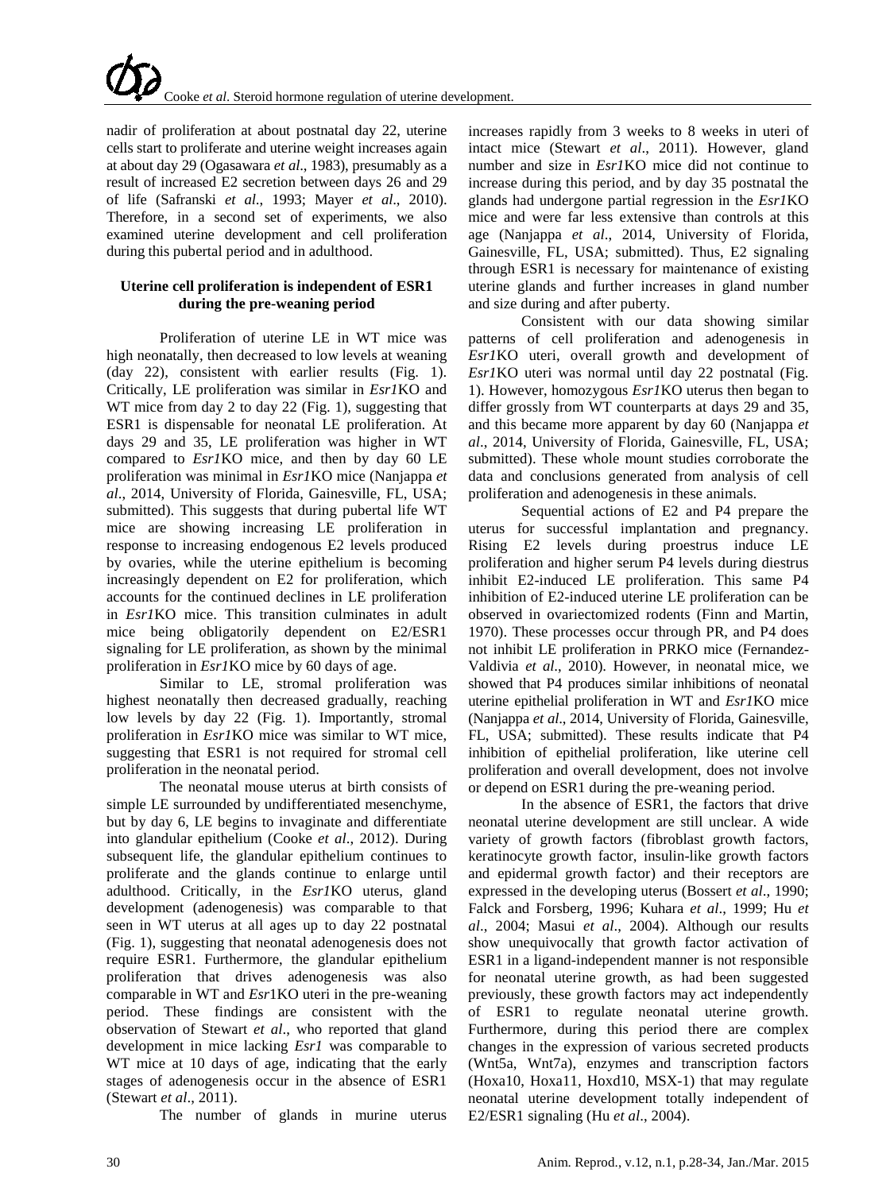nadir of proliferation at about postnatal day 22, uterine cells start to proliferate and uterine weight increases again at about day 29 (Ogasawara *et al*., 1983), presumably as a result of increased E2 secretion between days 26 and 29 of life (Safranski *et al*., 1993; Mayer *et al*., 2010). Therefore, in a second set of experiments, we also examined uterine development and cell proliferation during this pubertal period and in adulthood.

**Uterine cell proliferation is independent of ESR1 during the pre-weaning period**

Proliferation of uterine LE in WT mice was high neonatally, then decreased to low levels at weaning (day 22), consistent with earlier results (Fig. 1). Critically, LE proliferation was similar in *Esr1*KO and WT mice from day 2 to day 22 (Fig. 1), suggesting that ESR1 is dispensable for neonatal LE proliferation. At days 29 and 35, LE proliferation was higher in WT compared to *Esr1*KO mice, and then by day 60 LE proliferation was minimal in *Esr1*KO mice (Nanjappa *et al*., 2014, University of Florida, Gainesville, FL, USA; submitted). This suggests that during pubertal life WT mice are showing increasing LE proliferation in response to increasing endogenous E2 levels produced by ovaries, while the uterine epithelium is becoming increasingly dependent on E2 for proliferation, which accounts for the continued declines in LE proliferation in *Esr1*KO mice. This transition culminates in adult mice being obligatorily dependent on E2/ESR1 signaling for LE proliferation, as shown by the minimal proliferation in *Esr1*KO mice by 60 days of age.

Similar to LE, stromal proliferation was highest neonatally then decreased gradually, reaching low levels by day 22 (Fig. 1). Importantly, stromal proliferation in *Esr1*KO mice was similar to WT mice, suggesting that ESR1 is not required for stromal cell proliferation in the neonatal period.

The neonatal mouse uterus at birth consists of simple LE surrounded by undifferentiated mesenchyme, but by day 6, LE begins to invaginate and differentiate into glandular epithelium (Cooke *et al*., 2012). During subsequent life, the glandular epithelium continues to proliferate and the glands continue to enlarge until adulthood. Critically, in the *Esr1*KO uterus, gland development (adenogenesis) was comparable to that seen in WT uterus at all ages up to day 22 postnatal (Fig. 1), suggesting that neonatal adenogenesis does not require ESR1. Furthermore, the glandular epithelium proliferation that drives adenogenesis was also comparable in WT and *Esr*1KO uteri in the pre-weaning period. These findings are consistent with the observation of Stewart *et al*., who reported that gland development in mice lacking *Esr1* was comparable to WT mice at 10 days of age, indicating that the early stages of adenogenesis occur in the absence of ESR1 (Stewart *et al*., 2011).

The number of glands in murine uterus increases rapidly from 3 weeks to 8 weeks in uteri of intact mice (Stewart *et al*., 2011). However, gland number and size in *Esr1*KO mice did not continue to increase during this period, and by day 35 postnatal the glands had undergone partial regression in the *Esr1*KO mice and were far less extensive than controls at this age (Nanjappa *et al*., 2014, University of Florida, Gainesville, FL, USA; submitted). Thus, E2 signaling through ESR1 is necessary for maintenance of existing uterine glands and further increases in gland number and size during and after puberty.

Consistent with our data showing similar patterns of cell proliferation and adenogenesis in *Esr1*KO uteri, overall growth and development of *Esr1*KO uteri was normal until day 22 postnatal (Fig. 1). However, homozygous *Esr1*KO uterus then began to differ grossly from WT counterparts at days 29 and 35, and this became more apparent by day 60 (Nanjappa *et al*., 2014, University of Florida, Gainesville, FL, USA; submitted). These whole mount studies corroborate the data and conclusions generated from analysis of cell proliferation and adenogenesis in these animals.

Sequential actions of E2 and P4 prepare the uterus for successful implantation and pregnancy. Rising E2 levels during proestrus induce LE proliferation and higher serum P4 levels during diestrus inhibit E2-induced LE proliferation. This same P4 inhibition of E2-induced uterine LE proliferation can be observed in ovariectomized rodents (Finn and Martin, 1970). These processes occur through PR, and P4 does not inhibit LE proliferation in PRKO mice (Fernandez-Valdivia *et al*., 2010). However, in neonatal mice, we showed that P4 produces similar inhibitions of neonatal uterine epithelial proliferation in WT and *Esr1*KO mice (Nanjappa *et al*., 2014, University of Florida, Gainesville, FL, USA; submitted). These results indicate that P4 inhibition of epithelial proliferation, like uterine cell proliferation and overall development, does not involve or depend on ESR1 during the pre-weaning period.

In the absence of ESR1, the factors that drive neonatal uterine development are still unclear. A wide variety of growth factors (fibroblast growth factors, keratinocyte growth factor, insulin-like growth factors and epidermal growth factor) and their receptors are expressed in the developing uterus (Bossert *et al*., 1990; Falck and Forsberg, 1996; Kuhara *et al*., 1999; Hu *et al*., 2004; Masui *et al*., 2004). Although our results show unequivocally that growth factor activation of ESR1 in a ligand-independent manner is not responsible for neonatal uterine growth, as had been suggested previously, these growth factors may act independently of ESR1 to regulate neonatal uterine growth. Furthermore, during this period there are complex changes in the expression of various secreted products (Wnt5a, Wnt7a), enzymes and transcription factors (Hoxa10, Hoxa11, Hoxd10, MSX-1) that may regulate neonatal uterine development totally independent of E2/ESR1 signaling (Hu *et al*., 2004).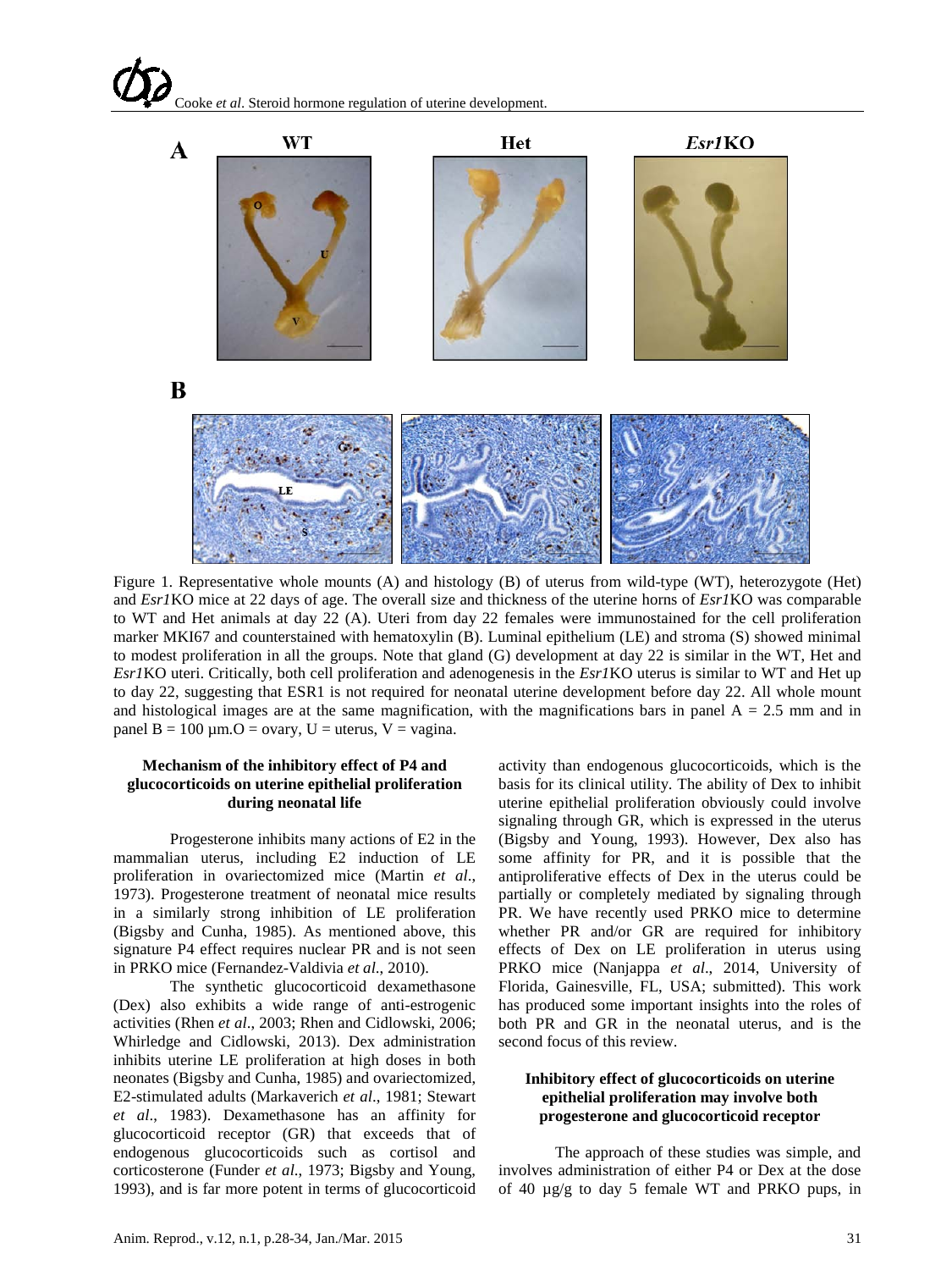Figure 1. Representative whole mounts (A) and histology (B) of uterus from wild-type (WT), heterozygote (Het) and *Esr1*KO mice at 22 days of age. The overall size and thickness of the uterine horns of *Esr1*KO was comparable to WT and Het animals at day 22 (A). Uteri from day 22 females were immunostained for the cell proliferation marker MKI67 and counterstained with hematoxylin (B). Luminal epithelium (LE) and stroma (S) showed minimal to modest proliferation in all the groups. Note that gland (G) development at day 22 is similar in the WT, Het and *Esr1*KO uteri. Critically, both cell proliferation and adenogenesis in the *Esr1*KO uterus is similar to WT and Het up to day 22, suggesting that ESR1 is not required for neonatal uterine development before day 22. All whole mount and histological images are at the same magnification, with the magnifications bars in panel A = 2.5 mm and in panel B = 100 µm.O = ovary, U = uterus, V = vagina.

#### Mechanism of the inhibitory effect of P4 and glucocorticoids on uterine epithelial proliferation during neonatal life

Progesterone inhibits many actions of E2 in the mammalian uterus, including E2 induction of LE proliferation in ovariectomized mice (Martin *et al*., 1973). Progesterone treatment of neonatal mice results in a similarly strong inhibition of LE proliferation (Bigsby and Cunha, 1985). As mentioned above, this signature P4 effect requires nuclear PR and is not seen in PRKO mice (Fernandez-Valdivia *et al*., 2010).

The synthetic glucocorticoid dexamethasone (Dex) also exhibits a wide range of anti-estrogenic activities (Rhen *et al*., 2003; Rhen and Cidlowski, 2006; Whirledge and Cidlowski, 2013). Dex administration inhibits uterine LE proliferation at high doses in both neonates (Bigsby and Cunha, 1985) and ovariectomized, E2-stimulated adults (Markaverich *et al*., 1981; Stewart *et al*., 1983). Dexamethasone has an affinity for glucocorticoid receptor (GR) that exceeds that of endogenous glucocorticoids such as cortisol and corticosterone (Funder *et al*., 1973; Bigsby and Young, 1993), and is far more potent in terms of glucocorticoid activity than endogenous glucocorticoids, which is the basis for its clinical utility. The ability of Dex to inhibit uterine epithelial proliferation obviously could involve signaling through GR, which is expressed in the uterus (Bigsby and Young, 1993). However, Dex also has some affinity for PR, and it is possible that the antiproliferative effects of Dex in the uterus could be partially or completely mediated by signaling through PR. We have recently used PRKO mice to determine whether PR and/or GR are required for inhibitory effects of Dex on LE proliferation in uterus using PRKO mice (Nanjappa *et al*., 2014, University of Florida, Gainesville, FL, USA; submitted). This work has produced some important insights into the roles of both PR and GR in the neonatal uterus, and is the second focus of this review.

#### Inhibitory effect of glucocorticoids on uterine epithelial proliferation may involve both progesterone and glucocorticoid receptor

The approach of these studies was simple, and involves administration of either P4 or Dex at the dose of 40 µg/g to day 5 female WT and PRKO pups, in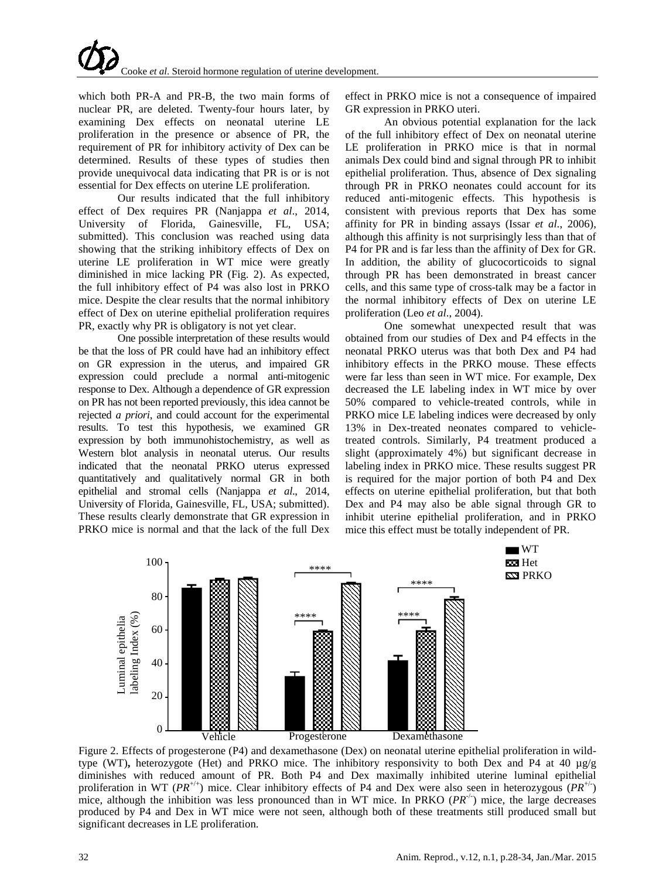which both PR-A and PR-B, the two main forms of nuclear PR, are deleted. Twenty-four hours later, by examining Dex effects on neonatal uterine LE proliferation in the presence or absence of PR, the requirement of PR for inhibitory activity of Dex can be determined. Results of these types of studies then provide unequivocal data indicating that PR is or is not essential for Dex effects on uterine LE proliferation.

Our results indicated that the full inhibitory effect of Dex requires PR (Nanjappa *et al*., 2014, University of Florida, Gainesville, FL, USA; submitted). This conclusion was reached using data showing that the striking inhibitory effects of Dex on uterine LE proliferation in WT mice were greatly diminished in mice lacking PR (Fig. 2). As expected, the full inhibitory effect of P4 was also lost in PRKO mice. Despite the clear results that the normal inhibitory effect of Dex on uterine epithelial proliferation requires PR, exactly why PR is obligatory is not yet clear.

One possible interpretation of these results would be that the loss of PR could have had an inhibitory effect on GR expression in the uterus, and impaired GR expression could preclude a normal anti-mitogenic response to Dex. Although a dependence of GR expression on PR has not been reported previously, this idea cannot be rejected *a priori*, and could account for the experimental results. To test this hypothesis, we examined GR expression by both immunohistochemistry, as well as Western blot analysis in neonatal uterus. Our results indicated that the neonatal PRKO uterus expressed quantitatively and qualitatively normal GR in both epithelial and stromal cells (Nanjappa *et al*., 2014, University of Florida, Gainesville, FL, USA; submitted). These results clearly demonstrate that GR expression in PRKO mice is normal and that the lack of the full Dex effect in PRKO mice is not a consequence of impaired GR expression in PRKO uteri.

An obvious potential explanation for the lack of the full inhibitory effect of Dex on neonatal uterine LE proliferation in PRKO mice is that in normal animals Dex could bind and signal through PR to inhibit epithelial proliferation. Thus, absence of Dex signaling through PR in PRKO neonates could account for its reduced anti-mitogenic effects. This hypothesis is consistent with previous reports that Dex has some affinity for PR in binding assays (Issar *et al*., 2006), although this affinity is not surprisingly less than that of P4 for PR and is far less than the affinity of Dex for GR. In addition, the ability of glucocorticoids to signal through PR has been demonstrated in breast cancer cells, and this same type of cross-talk may be a factor in the normal inhibitory effects of Dex on uterine LE proliferation (Leo *et al*., 2004).

One somewhat unexpected result that was obtained from our studies of Dex and P4 effects in the neonatal PRKO uterus was that both Dex and P4 had inhibitory effects in the PRKO mouse. These effects were far less than seen in WT mice. For example, Dex decreased the LE labeling index in WT mice by over 50% compared to vehicle-treated controls, while in PRKO mice LE labeling indices were decreased by only 13% in Dex-treated neonates compared to vehicle-treated controls. Similarly, P4 treatment produced a slight (approximately 4%) but significant decrease in labeling index in PRKO mice. These results suggest PR is required for the major portion of both P4 and Dex effects on uterine epithelial proliferation, but that both Dex and P4 may also be able signal through GR to inhibit uterine epithelial proliferation, and in PRKO mice this effect must be totally independent of PR.

Figure 2. Effects of progesterone (P4) and dexamethasone (Dex) on neonatal uterine epithelial proliferation in wild-type (WT), heterozygote (Het) and PRKO mice. The inhibitory responsivity to both Dex and P4 at 40 µg/g diminishes with reduced amount of PR. Both P4 and Dex maximally inhibited uterine luminal epithelial proliferation in WT ($PR^{+/+}$) mice. Clear inhibitory effects of P4 and Dex were also seen in heterozygous ($PR^{+/-}$) mice, although the inhibition was less pronounced than in WT mice. In PRKO ($PR^{-/-}$) mice, the large decreases produced by P4 and Dex in WT mice were not seen, although both of these treatments still produced small but significant decreases in LE proliferation.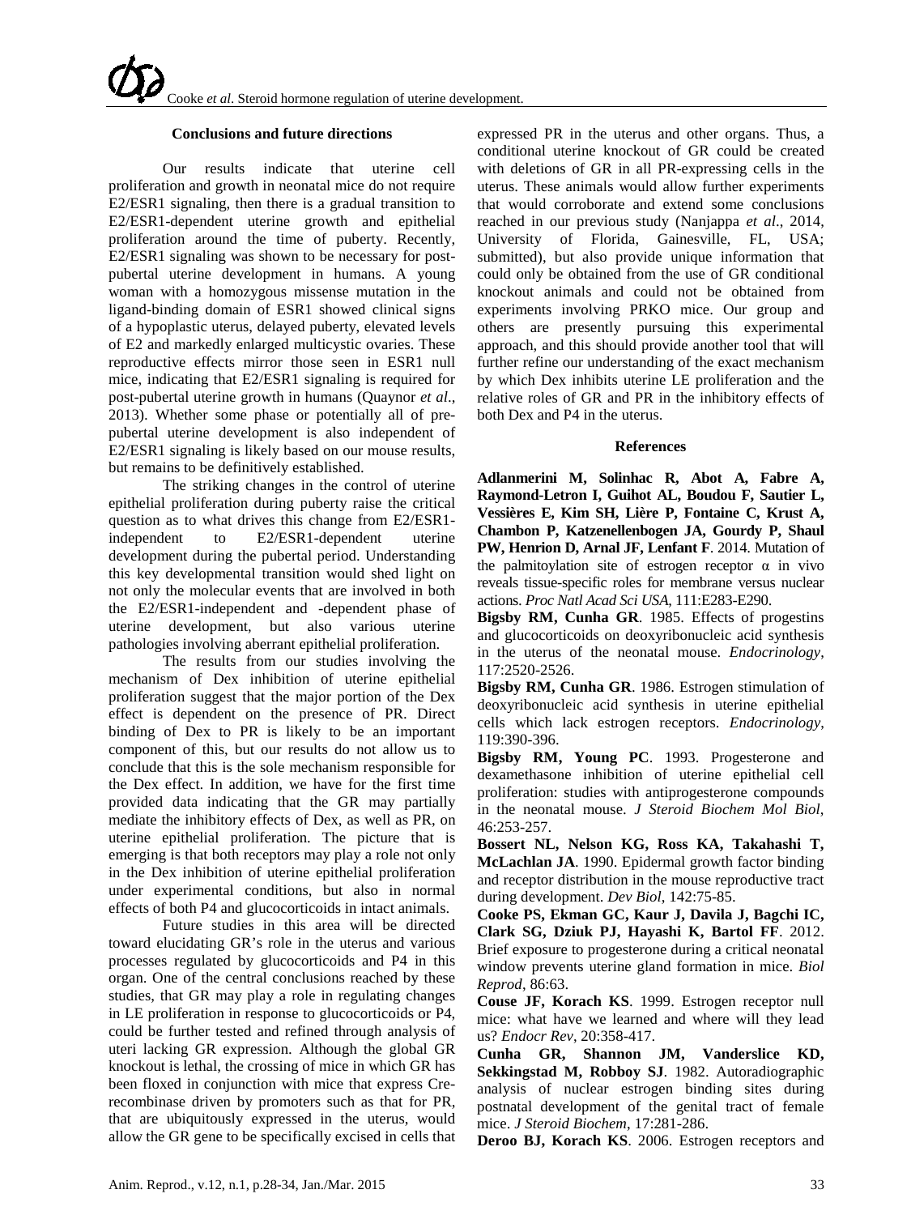## Conclusions and future directions

Our results indicate that uterine cell proliferation and growth in neonatal mice do not require E2/ESR1 signaling, then there is a gradual transition to E2/ESR1-dependent uterine growth and epithelial proliferation around the time of puberty. Recently, E2/ESR1 signaling was shown to be necessary for post-pubertal uterine development in humans. A young woman with a homozygous missense mutation in the ligand-binding domain of ESR1 showed clinical signs of a hypoplastic uterus, delayed puberty, elevated levels of E2 and markedly enlarged multicystic ovaries. These reproductive effects mirror those seen in ESR1 null mice, indicating that E2/ESR1 signaling is required for post-pubertal uterine growth in humans (Quaynor *et al*., 2013). Whether some phase or potentially all of pre-pubertal uterine development is also independent of E2/ESR1 signaling is likely based on our mouse results, but remains to be definitively established.

The striking changes in the control of uterine epithelial proliferation during puberty raise the critical question as to what drives this change from E2/ESR1-independent to E2/ESR1-dependent uterine development during the pubertal period. Understanding this key developmental transition would shed light on not only the molecular events that are involved in both the E2/ESR1-independent and -dependent phase of uterine development, but also various uterine pathologies involving aberrant epithelial proliferation.

The results from our studies involving the mechanism of Dex inhibition of uterine epithelial proliferation suggest that the major portion of the Dex effect is dependent on the presence of PR. Direct binding of Dex to PR is likely to be an important component of this, but our results do not allow us to conclude that this is the sole mechanism responsible for the Dex effect. In addition, we have for the first time provided data indicating that the GR may partially mediate the inhibitory effects of Dex, as well as PR, on uterine epithelial proliferation. The picture that is emerging is that both receptors may play a role not only in the Dex inhibition of uterine epithelial proliferation under experimental conditions, but also in normal effects of both P4 and glucocorticoids in intact animals.

Future studies in this area will be directed toward elucidating GR's role in the uterus and various processes regulated by glucocorticoids and P4 in this organ. One of the central conclusions reached by these studies, that GR may play a role in regulating changes in LE proliferation in response to glucocorticoids or P4, could be further tested and refined through analysis of uteri lacking GR expression. Although the global GR knockout is lethal, the crossing of mice in which GR has been floxed in conjunction with mice that express Cre-recombinase driven by promoters such as that for PR, that are ubiquitously expressed in the uterus, would allow the GR gene to be specifically excised in cells that expressed PR in the uterus and other organs. Thus, a conditional uterine knockout of GR could be created with deletions of GR in all PR-expressing cells in the uterus. These animals would allow further experiments that would corroborate and extend some conclusions reached in our previous study (Nanjappa *et al*., 2014, University of Florida, Gainesville, FL, USA; submitted), but also provide unique information that could only be obtained from the use of GR conditional knockout animals and could not be obtained from experiments involving PRKO mice. Our group and others are presently pursuing this experimental approach, and this should provide another tool that will further refine our understanding of the exact mechanism by which Dex inhibits uterine LE proliferation and the relative roles of GR and PR in the inhibitory effects of both Dex and P4 in the uterus.

## References

**Adlanmerini M, Solinhac R, Abot A, Fabre A, Raymond-Letron I, Guihot AL, Boudou F, Sautier L, Vessières E, Kim SH, Lière P, Fontaine C, Krust A, Chambon P, Katzenellenbogen JA, Gourdy P, Shaul PW, Henrion D, Arnal JF, Lenfant F**. 2014. Mutation of the palmitoylation site of estrogen receptor α in vivo reveals tissue-specific roles for membrane versus nuclear actions. *Proc Natl Acad Sci USA*, 111:E283-E290.

**Bigsby RM, Cunha GR**. 1985. Effects of progestins and glucocorticoids on deoxyribonucleic acid synthesis in the uterus of the neonatal mouse. *Endocrinology*, 117:2520-2526.

**Bigsby RM, Cunha GR**. 1986. Estrogen stimulation of deoxyribonucleic acid synthesis in uterine epithelial cells which lack estrogen receptors. *Endocrinology*, 119:390-396.

**Bigsby RM, Young PC**. 1993. Progesterone and dexamethasone inhibition of uterine epithelial cell proliferation: studies with antiprogesterone compounds in the neonatal mouse. *J Steroid Biochem Mol Biol*, 46:253-257.

**Bossert NL, Nelson KG, Ross KA, Takahashi T, McLachlan JA**. 1990. Epidermal growth factor binding and receptor distribution in the mouse reproductive tract during development. *Dev Biol*, 142:75-85.

**Cooke PS, Ekman GC, Kaur J, Davila J, Bagchi IC, Clark SG, Dziuk PJ, Hayashi K, Bartol FF**. 2012. Brief exposure to progesterone during a critical neonatal window prevents uterine gland formation in mice. *Biol Reprod*, 86:63.

**Couse JF, Korach KS**. 1999. Estrogen receptor null mice: what have we learned and where will they lead us? *Endocr Rev*, 20:358-417.

**Cunha GR, Shannon JM, Vanderslice KD, Sekkingstad M, Robboy SJ**. 1982. Autoradiographic analysis of nuclear estrogen binding sites during postnatal development of the genital tract of female mice. *J Steroid Biochem*, 17:281-286.

**Deroo BJ, Korach KS**. 2006. Estrogen receptors and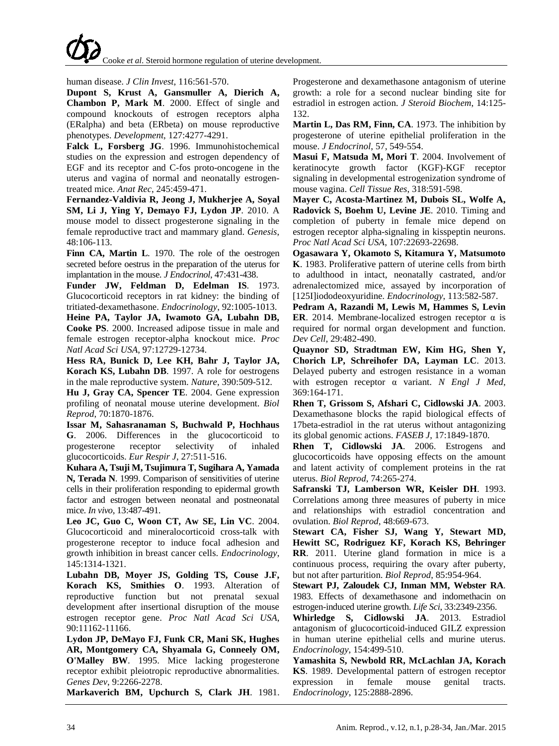human disease. *J Clin Invest*, 116:561-570.

**Dupont S, Krust A, Gansmuller A, Dierich A, Chambon P, Mark M**. 2000. Effect of single and compound knockouts of estrogen receptors alpha (ERalpha) and beta (ERbeta) on mouse reproductive phenotypes. *Development*, 127:4277-4291.

**Falck L, Forsberg JG**. 1996. Immunohistochemical studies on the expression and estrogen dependency of EGF and its receptor and C-fos proto-oncogene in the uterus and vagina of normal and neonatally estrogen-treated mice. *Anat Rec*, 245:459-471.

**Fernandez-Valdivia R, Jeong J, Mukherjee A, Soyal SM, Li J, Ying Y, Demayo FJ, Lydon JP**. 2010. A mouse model to dissect progesterone signaling in the female reproductive tract and mammary gland. *Genesis*, 48:106-113.

**Finn CA, Martin L**. 1970. The role of the oestrogen secreted before oestrus in the preparation of the uterus for implantation in the mouse. *J Endocrinol*, 47:431-438.

**Funder JW, Feldman D, Edelman IS**. 1973. Glucocorticoid receptors in rat kidney: the binding of tritiated-dexamethasone. *Endocrinology*, 92:1005-1013.

**Heine PA, Taylor JA, Iwamoto GA, Lubahn DB, Cooke PS**. 2000. Increased adipose tissue in male and female estrogen receptor-alpha knockout mice. *Proc Natl Acad Sci USA*, 97:12729-12734.

**Hess RA, Bunick D, Lee KH, Bahr J, Taylor JA, Korach KS, Lubahn DB**. 1997. A role for oestrogens in the male reproductive system. *Nature*, 390:509-512.

**Hu J, Gray CA, Spencer TE**. 2004. Gene expression profiling of neonatal mouse uterine development. *Biol Reprod*, 70:1870-1876.

**Issar M, Sahasranaman S, Buchwald P, Hochhaus G**. 2006. Differences in the glucocorticoid to progesterone receptor selectivity of inhaled glucocorticoids. *Eur Respir J*, 27:511-516.

**Kuhara A, Tsuji M, Tsujimura T, Sugihara A, Yamada N, Terada N**. 1999. Comparison of sensitivities of uterine cells in their proliferation responding to epidermal growth factor and estrogen between neonatal and postneonatal mice. *In vivo*, 13:487-491.

**Leo JC, Guo C, Woon CT, Aw SE, Lin VC**. 2004. Glucocorticoid and mineralocorticoid cross-talk with progesterone receptor to induce focal adhesion and growth inhibition in breast cancer cells. *Endocrinology*, 145:1314-1321.

**Lubahn DB, Moyer JS, Golding TS, Couse J.F, Korach KS, Smithies O**. 1993. Alteration of reproductive function but not prenatal sexual development after insertional disruption of the mouse estrogen receptor gene. *Proc Natl Acad Sci USA*, 90:11162-11166.

**Lydon JP, DeMayo FJ, Funk CR, Mani SK, Hughes AR, Montgomery CA, Shyamala G, Conneely OM, O'Malley BW**. 1995. Mice lacking progesterone receptor exhibit pleiotropic reproductive abnormalities. *Genes Dev*, 9:2266-2278.

**Markaverich BM, Upchurch S, Clark JH**. 1981. Progesterone and dexamethasone antagonism of uterine growth: a role for a second nuclear binding site for estradiol in estrogen action. *J Steroid Biochem*, 14:125-132.

**Martin L, Das RM, Finn, CA**. 1973. The inhibition by progesterone of uterine epithelial proliferation in the mouse. *J Endocrinol*, 57, 549-554.

**Masui F, Matsuda M, Mori T**. 2004. Involvement of keratinocyte growth factor (KGF)-KGF receptor signaling in developmental estrogenization syndrome of mouse vagina. *Cell Tissue Res*, 318:591-598.

**Mayer C, Acosta-Martinez M, Dubois SL, Wolfe A, Radovick S, Boehm U, Levine JE**. 2010. Timing and completion of puberty in female mice depend on estrogen receptor alpha-signaling in kisspeptin neurons. *Proc Natl Acad Sci USA*, 107:22693-22698.

**Ogasawara Y, Okamoto S, Kitamura Y, Matsumoto K**. 1983. Proliferative pattern of uterine cells from birth to adulthood in intact, neonatally castrated, and/or adrenalectomized mice, assayed by incorporation of [125I]iododeoxyuridine. *Endocrinology*, 113:582-587.

**Pedram A, Razandi M, Lewis M, Hammes S, Levin ER**. 2014. Membrane-localized estrogen receptor α is required for normal organ development and function. *Dev Cell*, 29:482-490.

**Quaynor SD, Stradtman EW, Kim HG, Shen Y, Chorich LP, Schreihofer DA, Layman LC**. 2013. Delayed puberty and estrogen resistance in a woman with estrogen receptor α variant. *N Engl J Med*, 369:164-171.

**Rhen T, Grissom S, Afshari C, Cidlowski JA**. 2003. Dexamethasone blocks the rapid biological effects of 17beta-estradiol in the rat uterus without antagonizing its global genomic actions. *FASEB J*, 17:1849-1870.

**Rhen T, Cidlowski JA**. 2006. Estrogens and glucocorticoids have opposing effects on the amount and latent activity of complement proteins in the rat uterus. *Biol Reprod*, 74:265-274.

**Safranski TJ, Lamberson WR, Keisler DH**. 1993. Correlations among three measures of puberty in mice and relationships with estradiol concentration and ovulation. *Biol Reprod*, 48:669-673.

**Stewart CA, Fisher SJ, Wang Y, Stewart MD, Hewitt SC, Rodriguez KF, Korach KS, Behringer RR**. 2011. Uterine gland formation in mice is a continuous process, requiring the ovary after puberty, but not after parturition. *Biol Reprod*, 85:954-964.

**Stewart PJ, Zaloudek CJ, Inman MM, Webster RA**. 1983. Effects of dexamethasone and indomethacin on estrogen-induced uterine growth. *Life Sci*, 33:2349-2356.

**Whirledge S, Cidlowski JA**. 2013. Estradiol antagonism of glucocorticoid-induced GILZ expression in human uterine epithelial cells and murine uterus. *Endocrinology*, 154:499-510.

**Yamashita S, Newbold RR, McLachlan JA, Korach KS**. 1989. Developmental pattern of estrogen receptor expression in female mouse genital tracts. *Endocrinology*, 125:2888-2896.